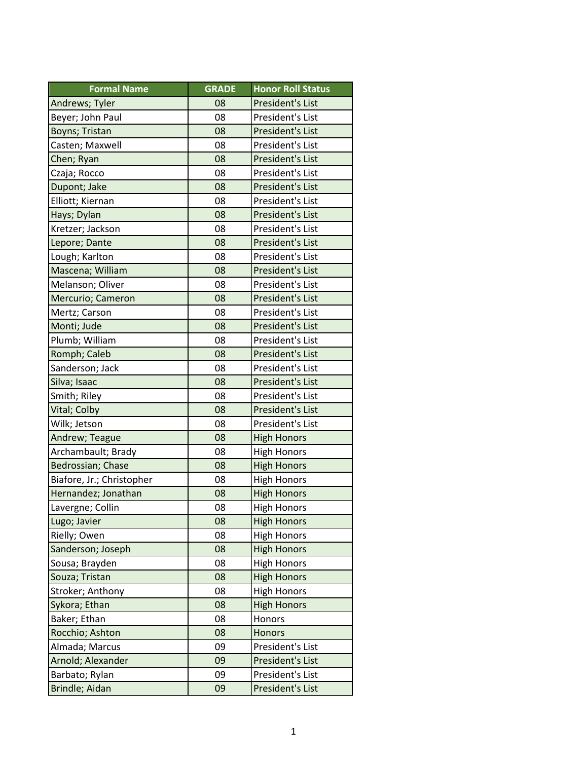| Formal Name | GRADE | Honor Roll Status |
|---|---|---|
| Andrews; Tyler | 08 | President's List |
| Beyer; John Paul | 08 | President's List |
| Boyns; Tristan | 08 | President's List |
| Casten; Maxwell | 08 | President's List |
| Chen; Ryan | 08 | President's List |
| Czaja; Rocco | 08 | President's List |
| Dupont; Jake | 08 | President's List |
| Elliott; Kiernan | 08 | President's List |
| Hays; Dylan | 08 | President's List |
| Kretzer; Jackson | 08 | President's List |
| Lepore; Dante | 08 | President's List |
| Lough; Karlton | 08 | President's List |
| Mascena; William | 08 | President's List |
| Melanson; Oliver | 08 | President's List |
| Mercurio; Cameron | 08 | President's List |
| Mertz; Carson | 08 | President's List |
| Monti; Jude | 08 | President's List |
| Plumb; William | 08 | President's List |
| Romph; Caleb | 08 | President's List |
| Sanderson; Jack | 08 | President's List |
| Silva; Isaac | 08 | President's List |
| Smith; Riley | 08 | President's List |
| Vital; Colby | 08 | President's List |
| Wilk; Jetson | 08 | President's List |
| Andrew; Teague | 08 | High Honors |
| Archambault; Brady | 08 | High Honors |
| Bedrossian; Chase | 08 | High Honors |
| Biafore, Jr.; Christopher | 08 | High Honors |
| Hernandez; Jonathan | 08 | High Honors |
| Lavergne; Collin | 08 | High Honors |
| Lugo; Javier | 08 | High Honors |
| Rielly; Owen | 08 | High Honors |
| Sanderson; Joseph | 08 | High Honors |
| Sousa; Brayden | 08 | High Honors |
| Souza; Tristan | 08 | High Honors |
| Stroker; Anthony | 08 | High Honors |
| Sykora; Ethan | 08 | High Honors |
| Baker; Ethan | 08 | Honors |
| Rocchio; Ashton | 08 | Honors |
| Almada; Marcus | 09 | President's List |
| Arnold; Alexander | 09 | President's List |
| Barbato; Rylan | 09 | President's List |
| Brindle; Aidan | 09 | President's List |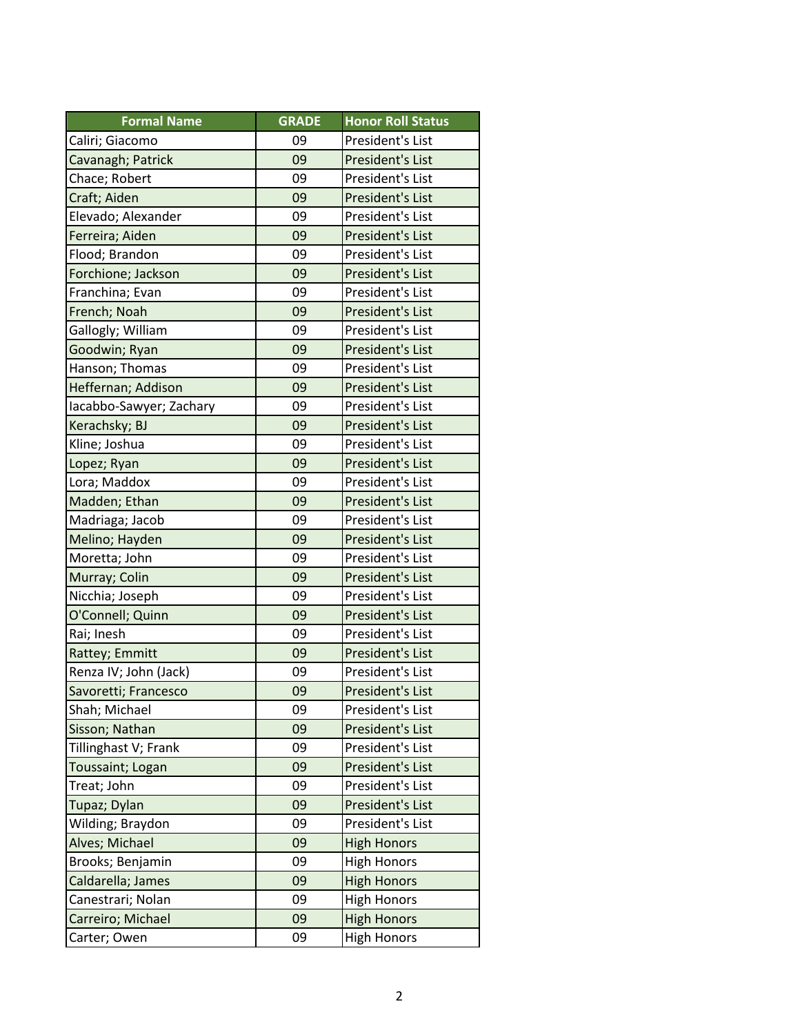| Formal Name | GRADE | Honor Roll Status |
| --- | --- | --- |
| Caliri; Giacomo | 09 | President's List |
| Cavanagh; Patrick | 09 | President's List |
| Chace; Robert | 09 | President's List |
| Craft; Aiden | 09 | President's List |
| Elevado; Alexander | 09 | President's List |
| Ferreira; Aiden | 09 | President's List |
| Flood; Brandon | 09 | President's List |
| Forchione; Jackson | 09 | President's List |
| Franchina; Evan | 09 | President's List |
| French; Noah | 09 | President's List |
| Gallogly; William | 09 | President's List |
| Goodwin; Ryan | 09 | President's List |
| Hanson; Thomas | 09 | President's List |
| Heffernan; Addison | 09 | President's List |
| Iacabbo-Sawyer; Zachary | 09 | President's List |
| Kerachsky; BJ | 09 | President's List |
| Kline; Joshua | 09 | President's List |
| Lopez; Ryan | 09 | President's List |
| Lora; Maddox | 09 | President's List |
| Madden; Ethan | 09 | President's List |
| Madriaga; Jacob | 09 | President's List |
| Melino; Hayden | 09 | President's List |
| Moretta; John | 09 | President's List |
| Murray; Colin | 09 | President's List |
| Nicchia; Joseph | 09 | President's List |
| O'Connell; Quinn | 09 | President's List |
| Rai; Inesh | 09 | President's List |
| Rattey; Emmitt | 09 | President's List |
| Renza IV; John (Jack) | 09 | President's List |
| Savoretti; Francesco | 09 | President's List |
| Shah; Michael | 09 | President's List |
| Sisson; Nathan | 09 | President's List |
| Tillinghast V; Frank | 09 | President's List |
| Toussaint; Logan | 09 | President's List |
| Treat; John | 09 | President's List |
| Tupaz; Dylan | 09 | President's List |
| Wilding; Braydon | 09 | President's List |
| Alves; Michael | 09 | High Honors |
| Brooks; Benjamin | 09 | High Honors |
| Caldarella; James | 09 | High Honors |
| Canestrari; Nolan | 09 | High Honors |
| Carreiro; Michael | 09 | High Honors |
| Carter; Owen | 09 | High Honors |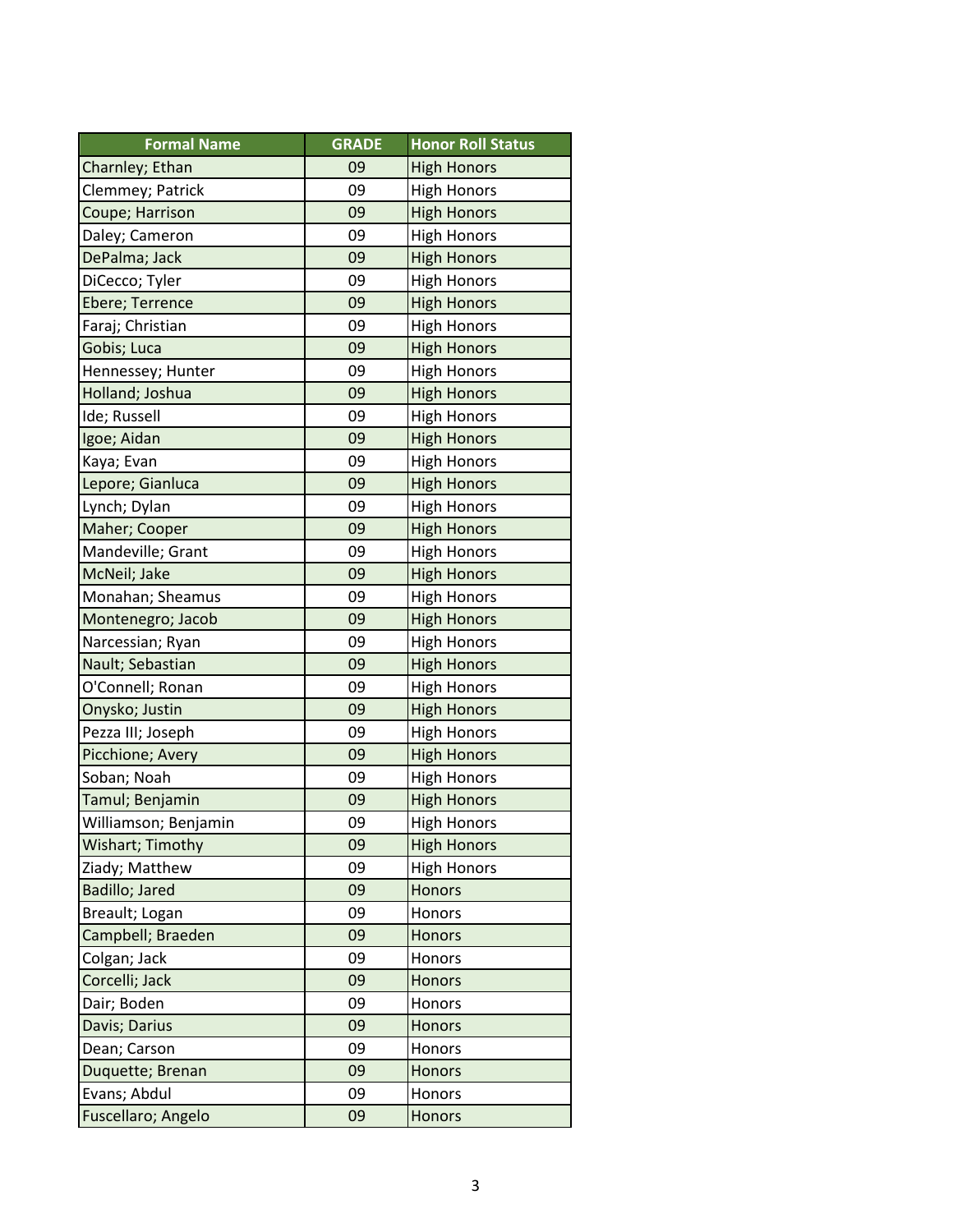| Formal Name | GRADE | Honor Roll Status |
| --- | --- | --- |
| Charnley; Ethan | 09 | High Honors |
| Clemmey; Patrick | 09 | High Honors |
| Coupe; Harrison | 09 | High Honors |
| Daley; Cameron | 09 | High Honors |
| DePalma; Jack | 09 | High Honors |
| DiCecco; Tyler | 09 | High Honors |
| Ebere; Terrence | 09 | High Honors |
| Faraj; Christian | 09 | High Honors |
| Gobis; Luca | 09 | High Honors |
| Hennessey; Hunter | 09 | High Honors |
| Holland; Joshua | 09 | High Honors |
| Ide; Russell | 09 | High Honors |
| Igoe; Aidan | 09 | High Honors |
| Kaya; Evan | 09 | High Honors |
| Lepore; Gianluca | 09 | High Honors |
| Lynch; Dylan | 09 | High Honors |
| Maher; Cooper | 09 | High Honors |
| Mandeville; Grant | 09 | High Honors |
| McNeil; Jake | 09 | High Honors |
| Monahan; Sheamus | 09 | High Honors |
| Montenegro; Jacob | 09 | High Honors |
| Narcessian; Ryan | 09 | High Honors |
| Nault; Sebastian | 09 | High Honors |
| O'Connell; Ronan | 09 | High Honors |
| Onysko; Justin | 09 | High Honors |
| Pezza III; Joseph | 09 | High Honors |
| Picchione; Avery | 09 | High Honors |
| Soban; Noah | 09 | High Honors |
| Tamul; Benjamin | 09 | High Honors |
| Williamson; Benjamin | 09 | High Honors |
| Wishart; Timothy | 09 | High Honors |
| Ziady; Matthew | 09 | High Honors |
| Badillo; Jared | 09 | Honors |
| Breault; Logan | 09 | Honors |
| Campbell; Braeden | 09 | Honors |
| Colgan; Jack | 09 | Honors |
| Corcelli; Jack | 09 | Honors |
| Dair; Boden | 09 | Honors |
| Davis; Darius | 09 | Honors |
| Dean; Carson | 09 | Honors |
| Duquette; Brenan | 09 | Honors |
| Evans; Abdul | 09 | Honors |
| Fuscellaro; Angelo | 09 | Honors |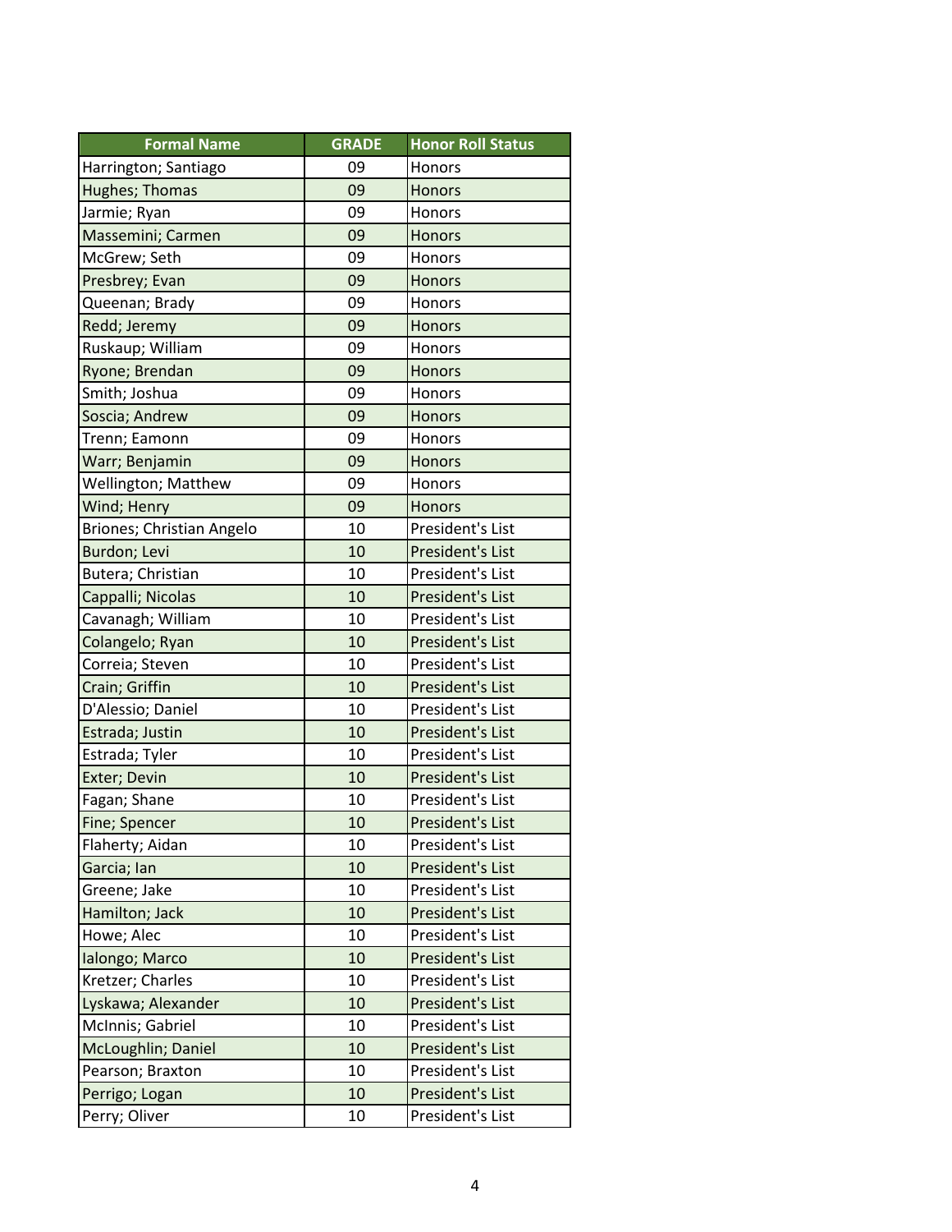| Formal Name | GRADE | Honor Roll Status |
| --- | --- | --- |
| Harrington; Santiago | 09 | Honors |
| Hughes; Thomas | 09 | Honors |
| Jarmie; Ryan | 09 | Honors |
| Massemini; Carmen | 09 | Honors |
| McGrew; Seth | 09 | Honors |
| Presbrey; Evan | 09 | Honors |
| Queenan; Brady | 09 | Honors |
| Redd; Jeremy | 09 | Honors |
| Ruskaup; William | 09 | Honors |
| Ryone; Brendan | 09 | Honors |
| Smith; Joshua | 09 | Honors |
| Soscia; Andrew | 09 | Honors |
| Trenn; Eamonn | 09 | Honors |
| Warr; Benjamin | 09 | Honors |
| Wellington; Matthew | 09 | Honors |
| Wind; Henry | 09 | Honors |
| Briones; Christian Angelo | 10 | President's List |
| Burdon; Levi | 10 | President's List |
| Butera; Christian | 10 | President's List |
| Cappalli; Nicolas | 10 | President's List |
| Cavanagh; William | 10 | President's List |
| Colangelo; Ryan | 10 | President's List |
| Correia; Steven | 10 | President's List |
| Crain; Griffin | 10 | President's List |
| D'Alessio; Daniel | 10 | President's List |
| Estrada; Justin | 10 | President's List |
| Estrada; Tyler | 10 | President's List |
| Exter; Devin | 10 | President's List |
| Fagan; Shane | 10 | President's List |
| Fine; Spencer | 10 | President's List |
| Flaherty; Aidan | 10 | President's List |
| Garcia; Ian | 10 | President's List |
| Greene; Jake | 10 | President's List |
| Hamilton; Jack | 10 | President's List |
| Howe; Alec | 10 | President's List |
| Ialongo; Marco | 10 | President's List |
| Kretzer; Charles | 10 | President's List |
| Lyskawa; Alexander | 10 | President's List |
| McInnis; Gabriel | 10 | President's List |
| McLoughlin; Daniel | 10 | President's List |
| Pearson; Braxton | 10 | President's List |
| Perrigo; Logan | 10 | President's List |
| Perry; Oliver | 10 | President's List |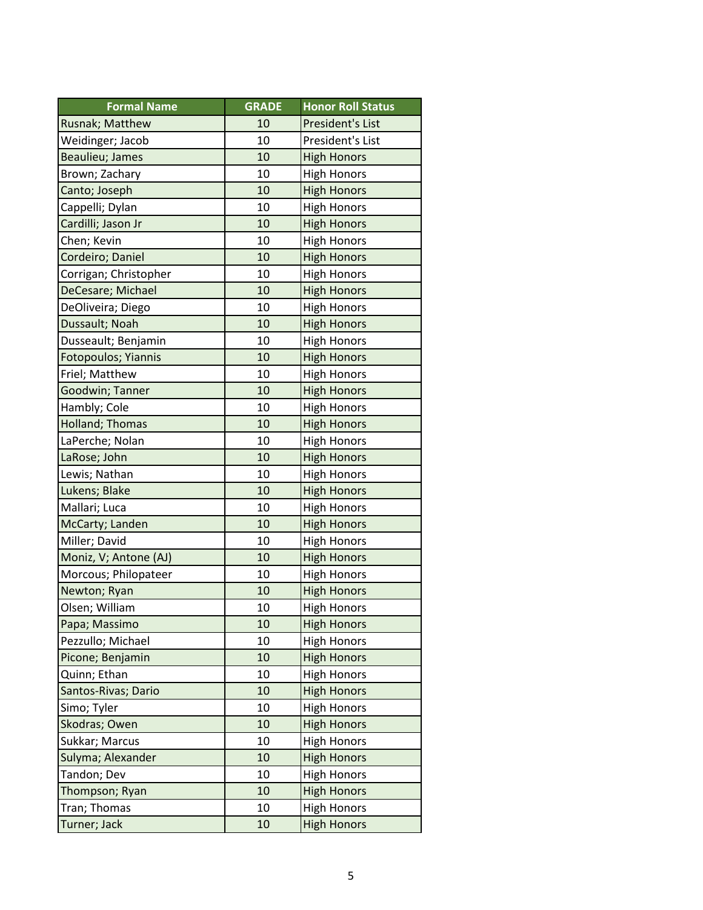| Formal Name | GRADE | Honor Roll Status |
| --- | --- | --- |
| Rusnak; Matthew | 10 | President's List |
| Weidinger; Jacob | 10 | President's List |
| Beaulieu; James | 10 | High Honors |
| Brown; Zachary | 10 | High Honors |
| Canto; Joseph | 10 | High Honors |
| Cappelli; Dylan | 10 | High Honors |
| Cardilli; Jason Jr | 10 | High Honors |
| Chen; Kevin | 10 | High Honors |
| Cordeiro; Daniel | 10 | High Honors |
| Corrigan; Christopher | 10 | High Honors |
| DeCesare; Michael | 10 | High Honors |
| DeOliveira; Diego | 10 | High Honors |
| Dussault; Noah | 10 | High Honors |
| Dusseault; Benjamin | 10 | High Honors |
| Fotopoulos; Yiannis | 10 | High Honors |
| Friel; Matthew | 10 | High Honors |
| Goodwin; Tanner | 10 | High Honors |
| Hambly; Cole | 10 | High Honors |
| Holland; Thomas | 10 | High Honors |
| LaPerche; Nolan | 10 | High Honors |
| LaRose; John | 10 | High Honors |
| Lewis; Nathan | 10 | High Honors |
| Lukens; Blake | 10 | High Honors |
| Mallari; Luca | 10 | High Honors |
| McCarty; Landen | 10 | High Honors |
| Miller; David | 10 | High Honors |
| Moniz, V; Antone (AJ) | 10 | High Honors |
| Morcous; Philopateer | 10 | High Honors |
| Newton; Ryan | 10 | High Honors |
| Olsen; William | 10 | High Honors |
| Papa; Massimo | 10 | High Honors |
| Pezzullo; Michael | 10 | High Honors |
| Picone; Benjamin | 10 | High Honors |
| Quinn; Ethan | 10 | High Honors |
| Santos-Rivas; Dario | 10 | High Honors |
| Simo; Tyler | 10 | High Honors |
| Skodras; Owen | 10 | High Honors |
| Sukkar; Marcus | 10 | High Honors |
| Sulyma; Alexander | 10 | High Honors |
| Tandon; Dev | 10 | High Honors |
| Thompson; Ryan | 10 | High Honors |
| Tran; Thomas | 10 | High Honors |
| Turner; Jack | 10 | High Honors |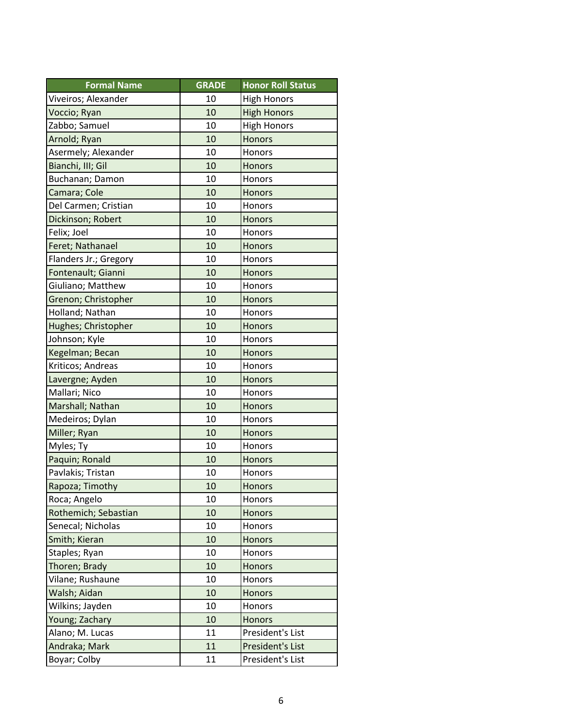| Formal Name | GRADE | Honor Roll Status |
| --- | --- | --- |
| Viveiros; Alexander | 10 | High Honors |
| Voccio; Ryan | 10 | High Honors |
| Zabbo; Samuel | 10 | High Honors |
| Arnold; Ryan | 10 | Honors |
| Asermely; Alexander | 10 | Honors |
| Bianchi, III; Gil | 10 | Honors |
| Buchanan; Damon | 10 | Honors |
| Camara; Cole | 10 | Honors |
| Del Carmen; Cristian | 10 | Honors |
| Dickinson; Robert | 10 | Honors |
| Felix; Joel | 10 | Honors |
| Feret; Nathanael | 10 | Honors |
| Flanders Jr.; Gregory | 10 | Honors |
| Fontenault; Gianni | 10 | Honors |
| Giuliano; Matthew | 10 | Honors |
| Grenon; Christopher | 10 | Honors |
| Holland; Nathan | 10 | Honors |
| Hughes; Christopher | 10 | Honors |
| Johnson; Kyle | 10 | Honors |
| Kegelman; Becan | 10 | Honors |
| Kriticos; Andreas | 10 | Honors |
| Lavergne; Ayden | 10 | Honors |
| Mallari; Nico | 10 | Honors |
| Marshall; Nathan | 10 | Honors |
| Medeiros; Dylan | 10 | Honors |
| Miller; Ryan | 10 | Honors |
| Myles; Ty | 10 | Honors |
| Paquin; Ronald | 10 | Honors |
| Pavlakis; Tristan | 10 | Honors |
| Rapoza; Timothy | 10 | Honors |
| Roca; Angelo | 10 | Honors |
| Rothemich; Sebastian | 10 | Honors |
| Senecal; Nicholas | 10 | Honors |
| Smith; Kieran | 10 | Honors |
| Staples; Ryan | 10 | Honors |
| Thoren; Brady | 10 | Honors |
| Vilane; Rushaune | 10 | Honors |
| Walsh; Aidan | 10 | Honors |
| Wilkins; Jayden | 10 | Honors |
| Young; Zachary | 10 | Honors |
| Alano; M. Lucas | 11 | President's List |
| Andraka; Mark | 11 | President's List |
| Boyar; Colby | 11 | President's List |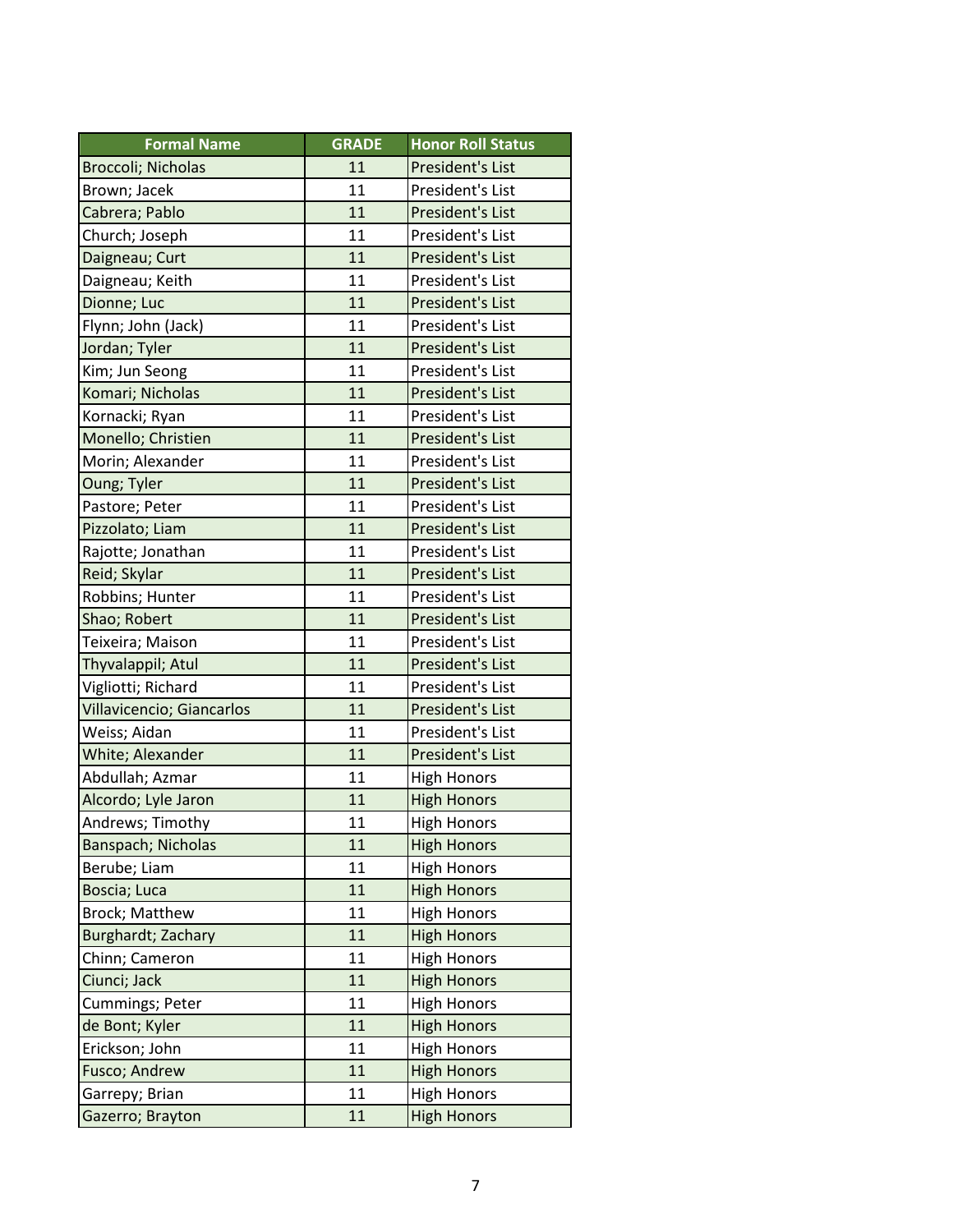| Formal Name | GRADE | Honor Roll Status |
|---|---|---|
| Broccoli; Nicholas | 11 | President's List |
| Brown; Jacek | 11 | President's List |
| Cabrera; Pablo | 11 | President's List |
| Church; Joseph | 11 | President's List |
| Daigneau; Curt | 11 | President's List |
| Daigneau; Keith | 11 | President's List |
| Dionne; Luc | 11 | President's List |
| Flynn; John (Jack) | 11 | President's List |
| Jordan; Tyler | 11 | President's List |
| Kim; Jun Seong | 11 | President's List |
| Komari; Nicholas | 11 | President's List |
| Kornacki; Ryan | 11 | President's List |
| Monello; Christien | 11 | President's List |
| Morin; Alexander | 11 | President's List |
| Oung; Tyler | 11 | President's List |
| Pastore; Peter | 11 | President's List |
| Pizzolato; Liam | 11 | President's List |
| Rajotte; Jonathan | 11 | President's List |
| Reid; Skylar | 11 | President's List |
| Robbins; Hunter | 11 | President's List |
| Shao; Robert | 11 | President's List |
| Teixeira; Maison | 11 | President's List |
| Thyvalappil; Atul | 11 | President's List |
| Vigliotti; Richard | 11 | President's List |
| Villavicencio; Giancarlos | 11 | President's List |
| Weiss; Aidan | 11 | President's List |
| White; Alexander | 11 | President's List |
| Abdullah; Azmar | 11 | High Honors |
| Alcordo; Lyle Jaron | 11 | High Honors |
| Andrews; Timothy | 11 | High Honors |
| Banspach; Nicholas | 11 | High Honors |
| Berube; Liam | 11 | High Honors |
| Boscia; Luca | 11 | High Honors |
| Brock; Matthew | 11 | High Honors |
| Burghardt; Zachary | 11 | High Honors |
| Chinn; Cameron | 11 | High Honors |
| Ciunci; Jack | 11 | High Honors |
| Cummings; Peter | 11 | High Honors |
| de Bont; Kyler | 11 | High Honors |
| Erickson; John | 11 | High Honors |
| Fusco; Andrew | 11 | High Honors |
| Garrepy; Brian | 11 | High Honors |
| Gazerro; Brayton | 11 | High Honors |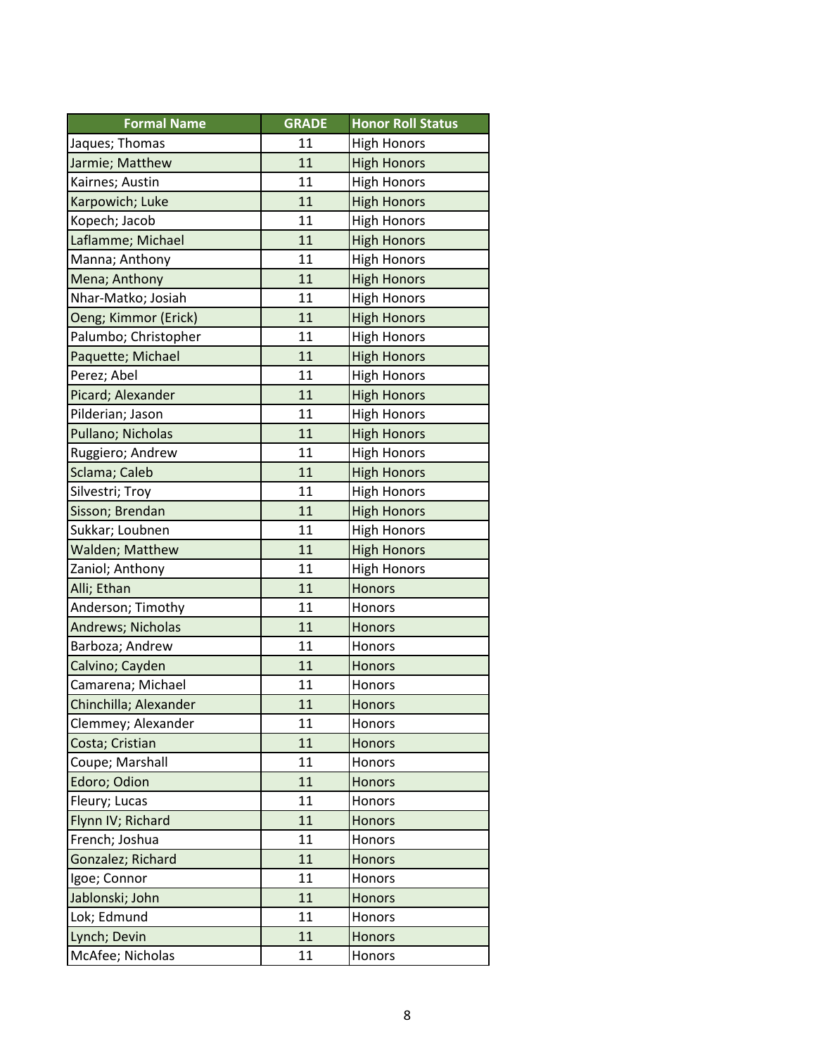| Formal Name | GRADE | Honor Roll Status |
|---|---|---|
| Jaques; Thomas | 11 | High Honors |
| Jarmie; Matthew | 11 | High Honors |
| Kairnes; Austin | 11 | High Honors |
| Karpowich; Luke | 11 | High Honors |
| Kopech; Jacob | 11 | High Honors |
| Laflamme; Michael | 11 | High Honors |
| Manna; Anthony | 11 | High Honors |
| Mena; Anthony | 11 | High Honors |
| Nhar-Matko; Josiah | 11 | High Honors |
| Oeng; Kimmor (Erick) | 11 | High Honors |
| Palumbo; Christopher | 11 | High Honors |
| Paquette; Michael | 11 | High Honors |
| Perez; Abel | 11 | High Honors |
| Picard; Alexander | 11 | High Honors |
| Pilderian; Jason | 11 | High Honors |
| Pullano; Nicholas | 11 | High Honors |
| Ruggiero; Andrew | 11 | High Honors |
| Sclama; Caleb | 11 | High Honors |
| Silvestri; Troy | 11 | High Honors |
| Sisson; Brendan | 11 | High Honors |
| Sukkar; Loubnen | 11 | High Honors |
| Walden; Matthew | 11 | High Honors |
| Zaniol; Anthony | 11 | High Honors |
| Alli; Ethan | 11 | Honors |
| Anderson; Timothy | 11 | Honors |
| Andrews; Nicholas | 11 | Honors |
| Barboza; Andrew | 11 | Honors |
| Calvino; Cayden | 11 | Honors |
| Camarena; Michael | 11 | Honors |
| Chinchilla; Alexander | 11 | Honors |
| Clemmey; Alexander | 11 | Honors |
| Costa; Cristian | 11 | Honors |
| Coupe; Marshall | 11 | Honors |
| Edoro; Odion | 11 | Honors |
| Fleury; Lucas | 11 | Honors |
| Flynn IV; Richard | 11 | Honors |
| French; Joshua | 11 | Honors |
| Gonzalez; Richard | 11 | Honors |
| Igoe; Connor | 11 | Honors |
| Jablonski; John | 11 | Honors |
| Lok; Edmund | 11 | Honors |
| Lynch; Devin | 11 | Honors |
| McAfee; Nicholas | 11 | Honors |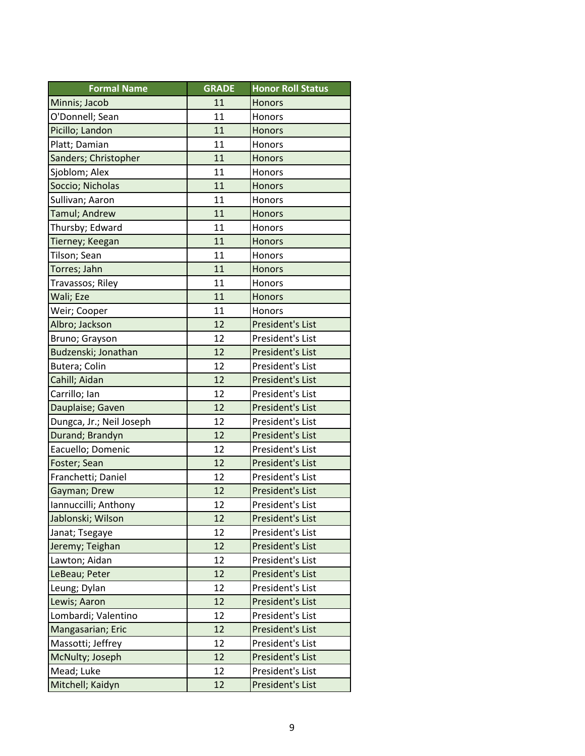| Formal Name | GRADE | Honor Roll Status |
|---|---|---|
| Minnis; Jacob | 11 | Honors |
| O'Donnell; Sean | 11 | Honors |
| Picillo; Landon | 11 | Honors |
| Platt; Damian | 11 | Honors |
| Sanders; Christopher | 11 | Honors |
| Sjoblom; Alex | 11 | Honors |
| Soccio; Nicholas | 11 | Honors |
| Sullivan; Aaron | 11 | Honors |
| Tamul; Andrew | 11 | Honors |
| Thursby; Edward | 11 | Honors |
| Tierney; Keegan | 11 | Honors |
| Tilson; Sean | 11 | Honors |
| Torres; Jahn | 11 | Honors |
| Travassos; Riley | 11 | Honors |
| Wali; Eze | 11 | Honors |
| Weir; Cooper | 11 | Honors |
| Albro; Jackson | 12 | President's List |
| Bruno; Grayson | 12 | President's List |
| Budzenski; Jonathan | 12 | President's List |
| Butera; Colin | 12 | President's List |
| Cahill; Aidan | 12 | President's List |
| Carrillo; Ian | 12 | President's List |
| Dauplaise; Gaven | 12 | President's List |
| Dungca, Jr.; Neil Joseph | 12 | President's List |
| Durand; Brandyn | 12 | President's List |
| Eacuello; Domenic | 12 | President's List |
| Foster; Sean | 12 | President's List |
| Franchetti; Daniel | 12 | President's List |
| Gayman; Drew | 12 | President's List |
| Iannuccilli; Anthony | 12 | President's List |
| Jablonski; Wilson | 12 | President's List |
| Janat; Tsegaye | 12 | President's List |
| Jeremy; Teighan | 12 | President's List |
| Lawton; Aidan | 12 | President's List |
| LeBeau; Peter | 12 | President's List |
| Leung; Dylan | 12 | President's List |
| Lewis; Aaron | 12 | President's List |
| Lombardi; Valentino | 12 | President's List |
| Mangasarian; Eric | 12 | President's List |
| Massotti; Jeffrey | 12 | President's List |
| McNulty; Joseph | 12 | President's List |
| Mead; Luke | 12 | President's List |
| Mitchell; Kaidyn | 12 | President's List |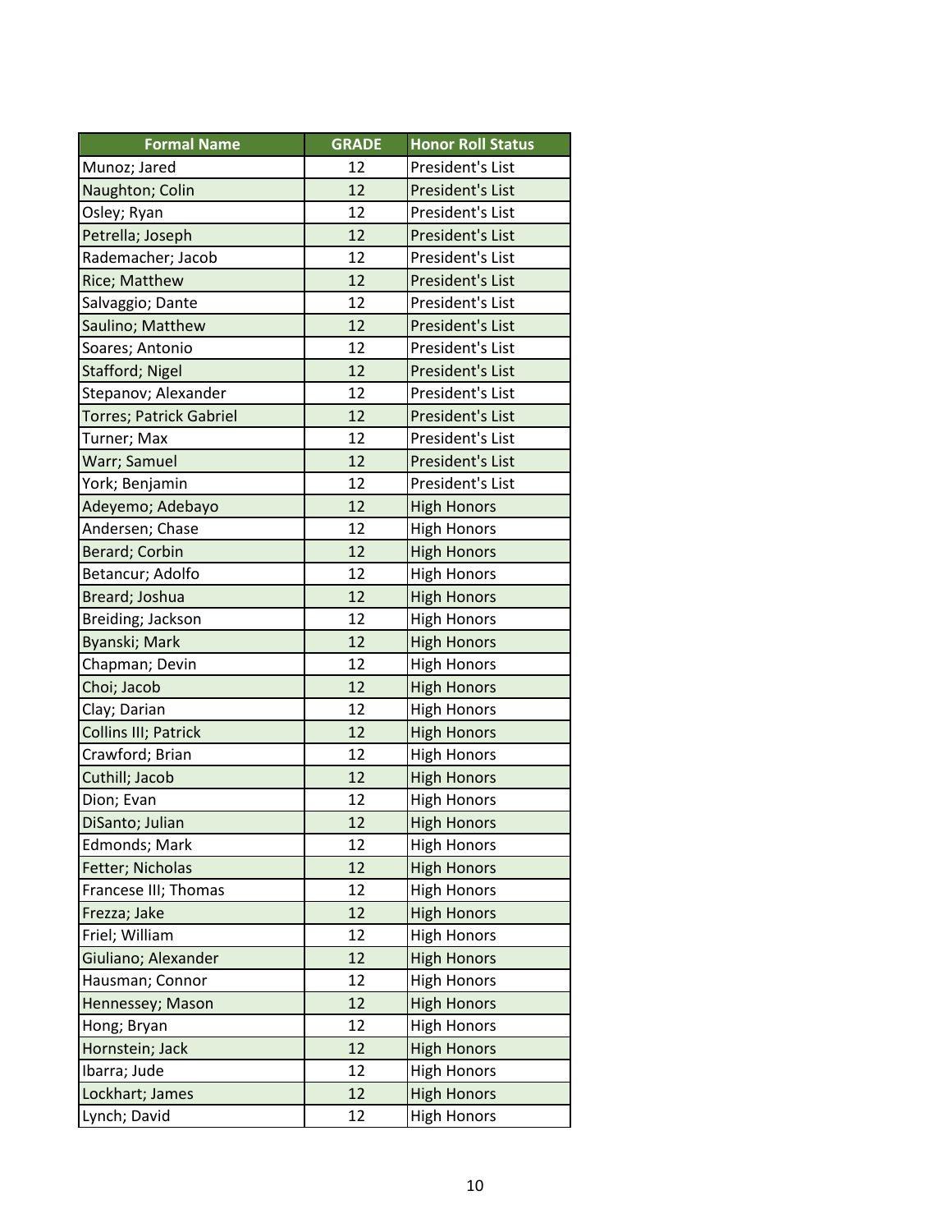| Formal Name | GRADE | Honor Roll Status |
| --- | --- | --- |
| Munoz; Jared | 12 | President's List |
| Naughton; Colin | 12 | President's List |
| Osley; Ryan | 12 | President's List |
| Petrella; Joseph | 12 | President's List |
| Rademacher; Jacob | 12 | President's List |
| Rice; Matthew | 12 | President's List |
| Salvaggio; Dante | 12 | President's List |
| Saulino; Matthew | 12 | President's List |
| Soares; Antonio | 12 | President's List |
| Stafford; Nigel | 12 | President's List |
| Stepanov; Alexander | 12 | President's List |
| Torres; Patrick Gabriel | 12 | President's List |
| Turner; Max | 12 | President's List |
| Warr; Samuel | 12 | President's List |
| York; Benjamin | 12 | President's List |
| Adeyemo; Adebayo | 12 | High Honors |
| Andersen; Chase | 12 | High Honors |
| Berard; Corbin | 12 | High Honors |
| Betancur; Adolfo | 12 | High Honors |
| Breard; Joshua | 12 | High Honors |
| Breiding; Jackson | 12 | High Honors |
| Byanski; Mark | 12 | High Honors |
| Chapman; Devin | 12 | High Honors |
| Choi; Jacob | 12 | High Honors |
| Clay; Darian | 12 | High Honors |
| Collins III; Patrick | 12 | High Honors |
| Crawford; Brian | 12 | High Honors |
| Cuthill; Jacob | 12 | High Honors |
| Dion; Evan | 12 | High Honors |
| DiSanto; Julian | 12 | High Honors |
| Edmonds; Mark | 12 | High Honors |
| Fetter; Nicholas | 12 | High Honors |
| Francese III; Thomas | 12 | High Honors |
| Frezza; Jake | 12 | High Honors |
| Friel; William | 12 | High Honors |
| Giuliano; Alexander | 12 | High Honors |
| Hausman; Connor | 12 | High Honors |
| Hennessey; Mason | 12 | High Honors |
| Hong; Bryan | 12 | High Honors |
| Hornstein; Jack | 12 | High Honors |
| Ibarra; Jude | 12 | High Honors |
| Lockhart; James | 12 | High Honors |
| Lynch; David | 12 | High Honors |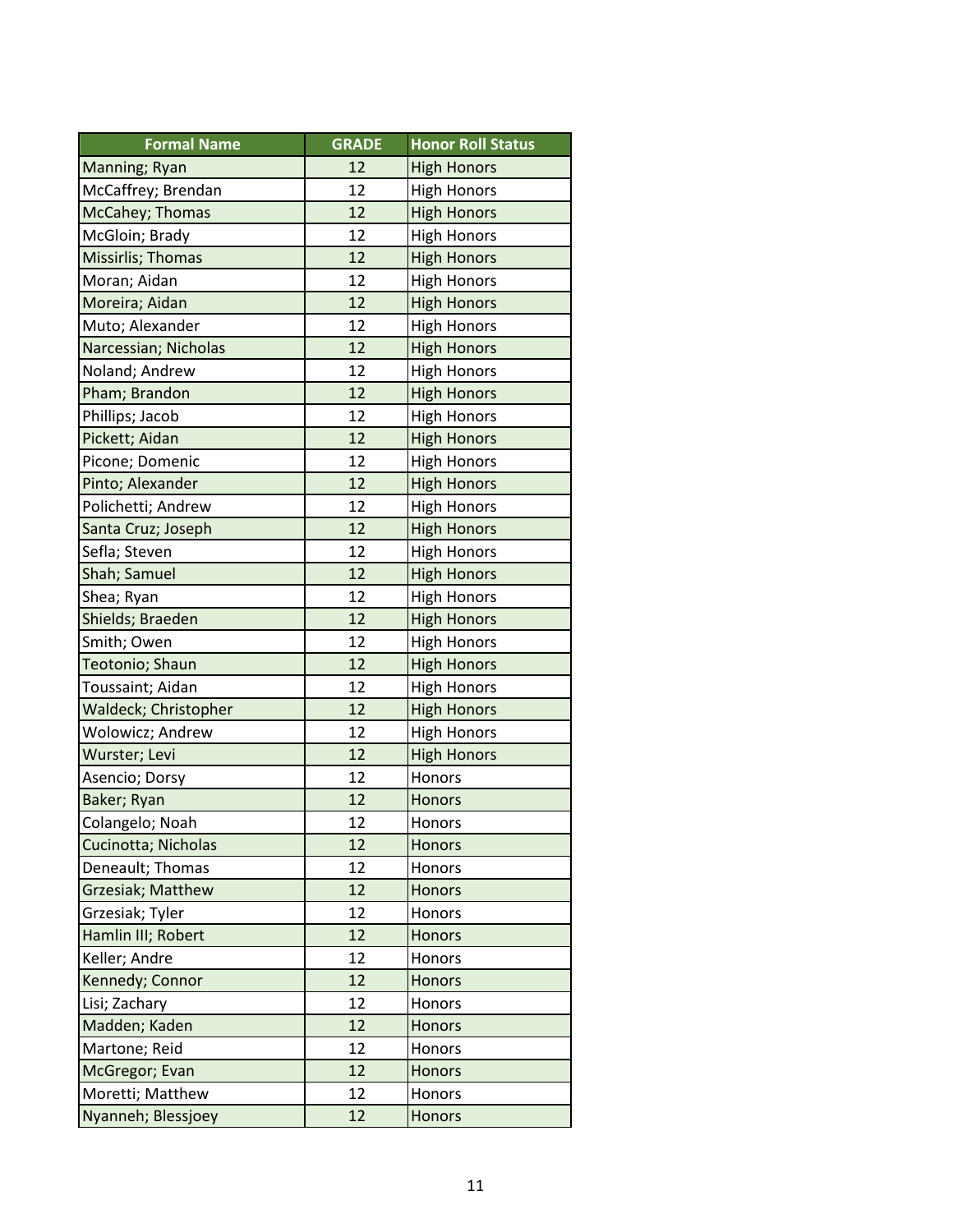| Formal Name | GRADE | Honor Roll Status |
|---|---|---|
| Manning; Ryan | 12 | High Honors |
| McCaffrey; Brendan | 12 | High Honors |
| McCahey; Thomas | 12 | High Honors |
| McGloin; Brady | 12 | High Honors |
| Missirlis; Thomas | 12 | High Honors |
| Moran; Aidan | 12 | High Honors |
| Moreira; Aidan | 12 | High Honors |
| Muto; Alexander | 12 | High Honors |
| Narcessian; Nicholas | 12 | High Honors |
| Noland; Andrew | 12 | High Honors |
| Pham; Brandon | 12 | High Honors |
| Phillips; Jacob | 12 | High Honors |
| Pickett; Aidan | 12 | High Honors |
| Picone; Domenic | 12 | High Honors |
| Pinto; Alexander | 12 | High Honors |
| Polichetti; Andrew | 12 | High Honors |
| Santa Cruz; Joseph | 12 | High Honors |
| Sefla; Steven | 12 | High Honors |
| Shah; Samuel | 12 | High Honors |
| Shea; Ryan | 12 | High Honors |
| Shields; Braeden | 12 | High Honors |
| Smith; Owen | 12 | High Honors |
| Teotonio; Shaun | 12 | High Honors |
| Toussaint; Aidan | 12 | High Honors |
| Waldeck; Christopher | 12 | High Honors |
| Wolowicz; Andrew | 12 | High Honors |
| Wurster; Levi | 12 | High Honors |
| Asencio; Dorsy | 12 | Honors |
| Baker; Ryan | 12 | Honors |
| Colangelo; Noah | 12 | Honors |
| Cucinotta; Nicholas | 12 | Honors |
| Deneault; Thomas | 12 | Honors |
| Grzesiak; Matthew | 12 | Honors |
| Grzesiak; Tyler | 12 | Honors |
| Hamlin III; Robert | 12 | Honors |
| Keller; Andre | 12 | Honors |
| Kennedy; Connor | 12 | Honors |
| Lisi; Zachary | 12 | Honors |
| Madden; Kaden | 12 | Honors |
| Martone; Reid | 12 | Honors |
| McGregor; Evan | 12 | Honors |
| Moretti; Matthew | 12 | Honors |
| Nyanneh; Blessjoey | 12 | Honors |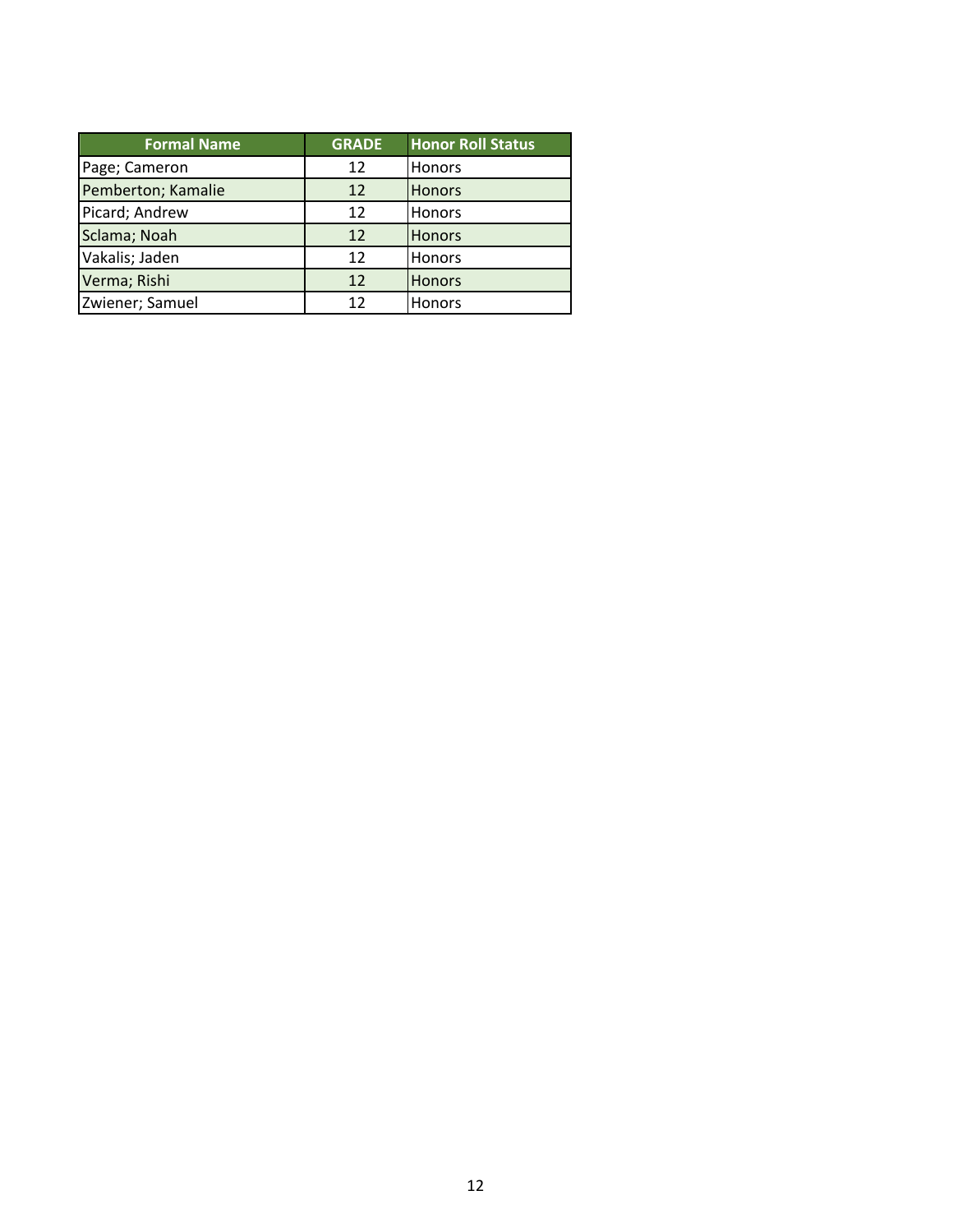| Formal Name | GRADE | Honor Roll Status |
| --- | --- | --- |
| Page; Cameron | 12 | Honors |
| Pemberton; Kamalie | 12 | Honors |
| Picard; Andrew | 12 | Honors |
| Sclama; Noah | 12 | Honors |
| Vakalis; Jaden | 12 | Honors |
| Verma; Rishi | 12 | Honors |
| Zwiener; Samuel | 12 | Honors |